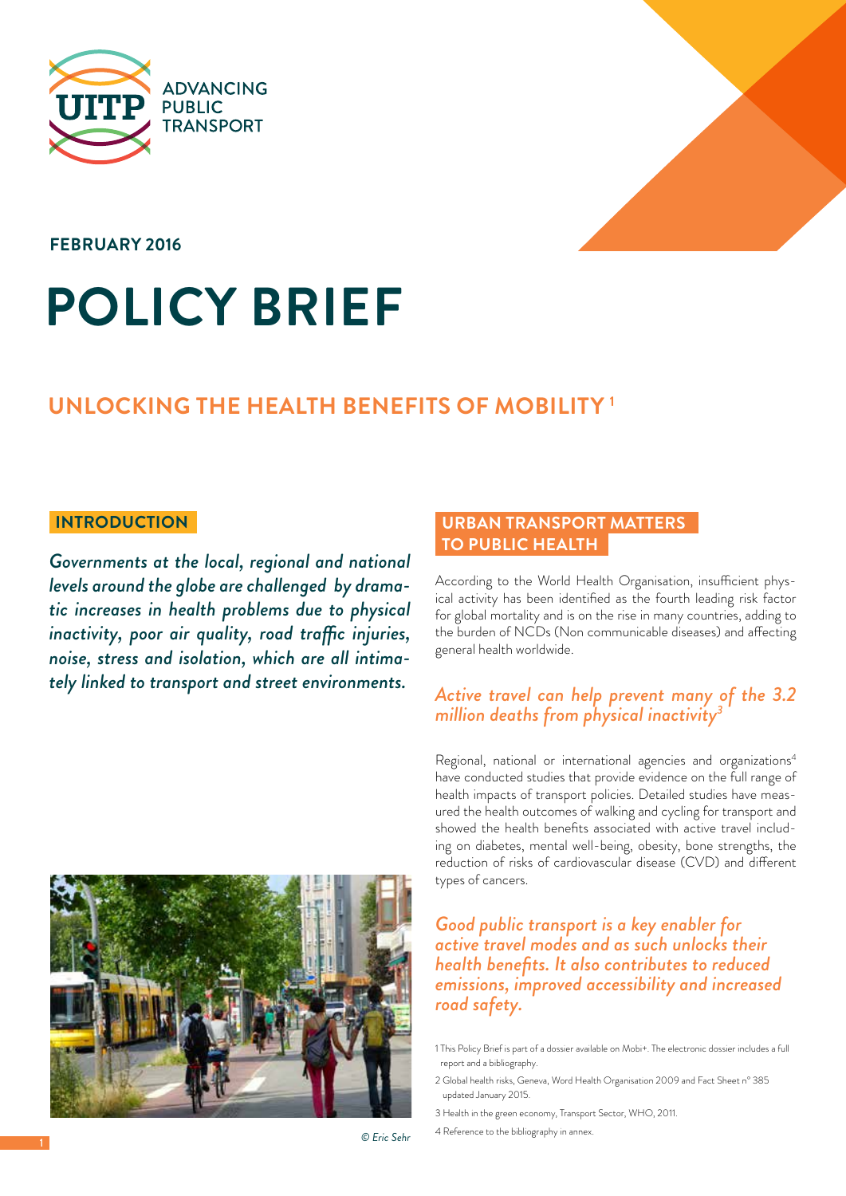ADVANCING PUBLIC TRANSPORT

UITP

**FEBRUARY 2016**

# POLICY BRIEF

## UNLOCKING THE HEALTH BENEFITS OF MOBILITY [1]

### INTRODUCTION

*Governments at the local, regional and national levels around the globe are challenged by dramatic increases in health problems due to physical inactivity, poor air quality, road traffic injuries, noise, stress and isolation, which are all intimately linked to transport and street environments.*

© Eric Sehr

### URBAN TRANSPORT MATTERS TO PUBLIC HEALTH

According to the World Health Organisation, insufficient physical activity has been identified as the fourth leading risk factor for global mortality and is on the rise in many countries, adding to the burden of NCDs (Non communicable diseases) and affecting general health worldwide.

*Active travel can help prevent many of the 3.2 million deaths from physical inactivity[3]*

Regional, national or international agencies and organizations[4] have conducted studies that provide evidence on the full range of health impacts of transport policies. Detailed studies have measured the health outcomes of walking and cycling for transport and showed the health benefits associated with active travel including on diabetes, mental well-being, obesity, bone strengths, the reduction of risks of cardiovascular disease (CVD) and different types of cancers.

*Good public transport is a key enabler for active travel modes and as such unlocks their health benefits. It also contributes to reduced emissions, improved accessibility and increased road safety.*

1 This Policy Brief is part of a dossier available on Mobi+. The electronic dossier includes a full report and a bibliography.

2 Global health risks, Geneva, Word Health Organisation 2009 and Fact Sheet n° 385 updated January 2015.

3 Health in the green economy, Transport Sector, WHO, 2011.

4 Reference to the bibliography in annex.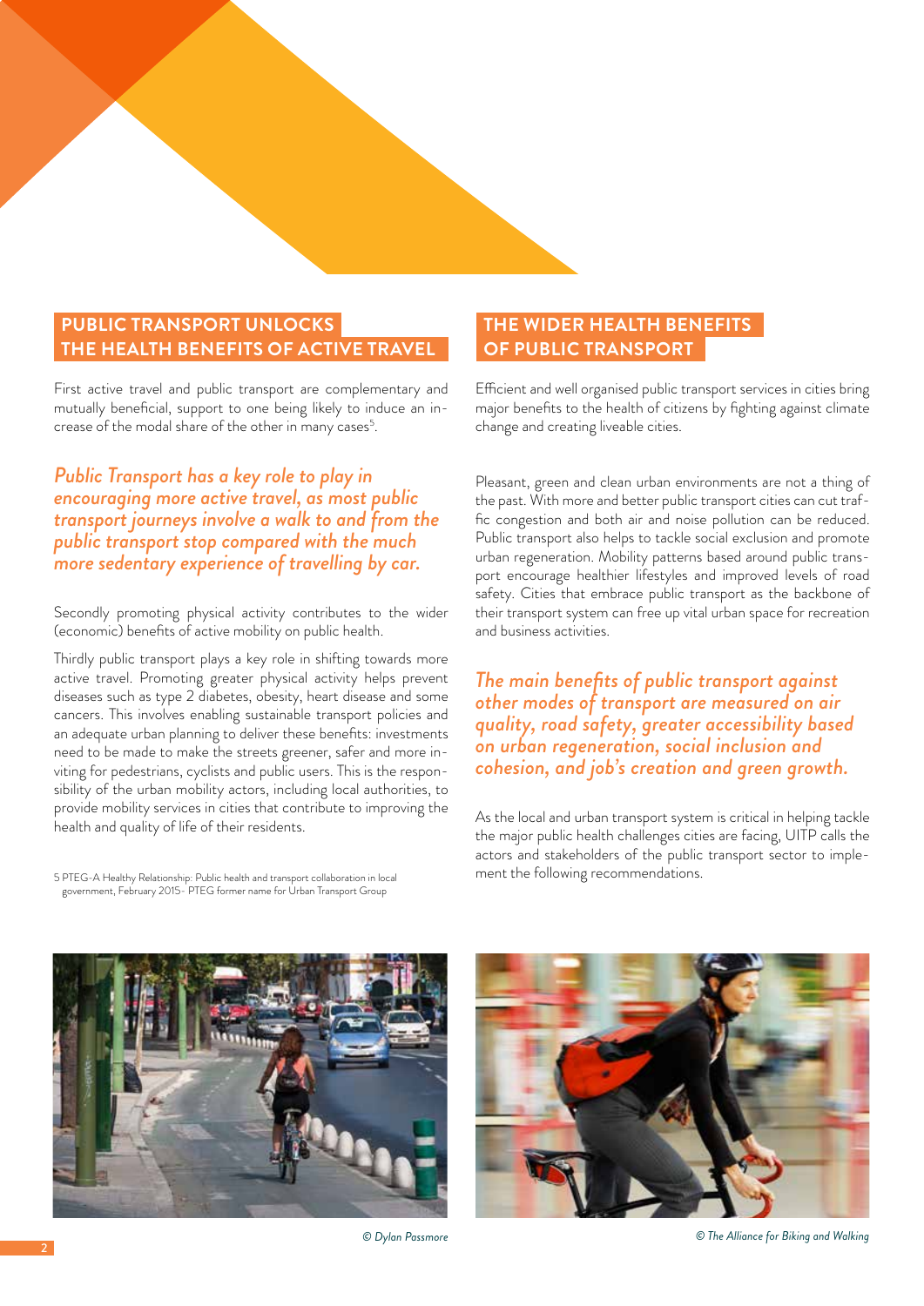## PUBLIC TRANSPORT UNLOCKS THE HEALTH BENEFITS OF ACTIVE TRAVEL

First active travel and public transport are complementary and mutually beneficial, support to one being likely to induce an increase of the modal share of the other in many cases[5].

***Public Transport has a key role to play in encouraging more active travel, as most public transport journeys involve a walk to and from the public transport stop compared with the much more sedentary experience of travelling by car.***

Secondly promoting physical activity contributes to the wider (economic) benefits of active mobility on public health.

Thirdly public transport plays a key role in shifting towards more active travel. Promoting greater physical activity helps prevent diseases such as type 2 diabetes, obesity, heart disease and some cancers. This involves enabling sustainable transport policies and an adequate urban planning to deliver these benefits: investments need to be made to make the streets greener, safer and more inviting for pedestrians, cyclists and public users. This is the responsibility of the urban mobility actors, including local authorities, to provide mobility services in cities that contribute to improving the health and quality of life of their residents.

5 PTEG-A Healthy Relationship: Public health and transport collaboration in local government, February 2015- PTEG former name for Urban Transport Group

## THE WIDER HEALTH BENEFITS OF PUBLIC TRANSPORT

Efficient and well organised public transport services in cities bring major benefits to the health of citizens by fighting against climate change and creating liveable cities.

Pleasant, green and clean urban environments are not a thing of the past. With more and better public transport cities can cut traffic congestion and both air and noise pollution can be reduced. Public transport also helps to tackle social exclusion and promote urban regeneration. Mobility patterns based around public transport encourage healthier lifestyles and improved levels of road safety. Cities that embrace public transport as the backbone of their transport system can free up vital urban space for recreation and business activities.

***The main benefits of public transport against other modes of transport are measured on air quality, road safety, greater accessibility based on urban regeneration, social inclusion and cohesion, and job's creation and green growth.***

As the local and urban transport system is critical in helping tackle the major public health challenges cities are facing, UITP calls the actors and stakeholders of the public transport sector to implement the following recommendations.

*© Dylan Passmore*

*© The Alliance for Biking and Walking*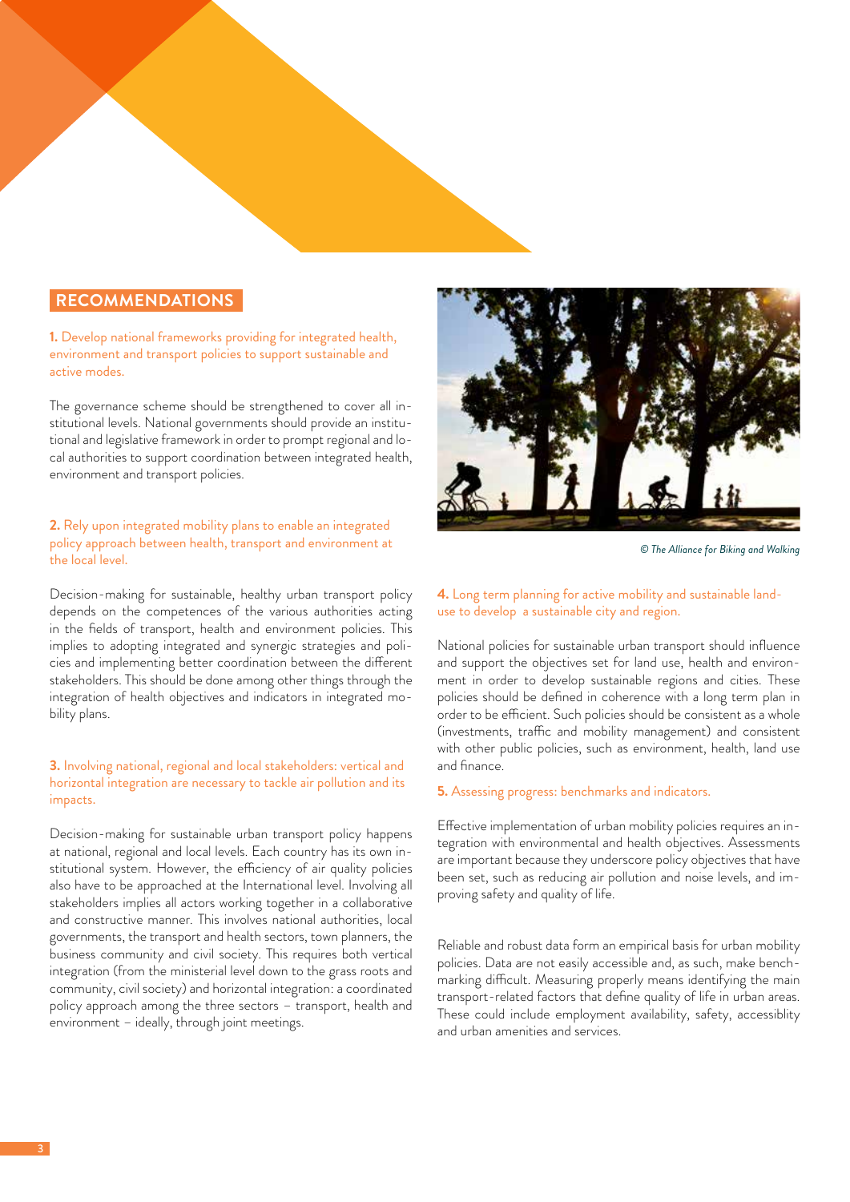## RECOMMENDATIONS

**1.** Develop national frameworks providing for integrated health, environment and transport policies to support sustainable and active modes.

The governance scheme should be strengthened to cover all institutional levels. National governments should provide an institutional and legislative framework in order to prompt regional and local authorities to support coordination between integrated health, environment and transport policies.

**2.** Rely upon integrated mobility plans to enable an integrated policy approach between health, transport and environment at the local level.

Decision-making for sustainable, healthy urban transport policy depends on the competences of the various authorities acting in the fields of transport, health and environment policies. This implies to adopting integrated and synergic strategies and policies and implementing better coordination between the different stakeholders. This should be done among other things through the integration of health objectives and indicators in integrated mobility plans.

**3.** Involving national, regional and local stakeholders: vertical and horizontal integration are necessary to tackle air pollution and its impacts.

Decision-making for sustainable urban transport policy happens at national, regional and local levels. Each country has its own institutional system. However, the efficiency of air quality policies also have to be approached at the International level. Involving all stakeholders implies all actors working together in a collaborative and constructive manner. This involves national authorities, local governments, the transport and health sectors, town planners, the business community and civil society. This requires both vertical integration (from the ministerial level down to the grass roots and community, civil society) and horizontal integration: a coordinated policy approach among the three sectors – transport, health and environment – ideally, through joint meetings.

*© The Alliance for Biking and Walking*

**4.** Long term planning for active mobility and sustainable land-use to develop a sustainable city and region.

National policies for sustainable urban transport should influence and support the objectives set for land use, health and environment in order to develop sustainable regions and cities. These policies should be defined in coherence with a long term plan in order to be efficient. Such policies should be consistent as a whole (investments, traffic and mobility management) and consistent with other public policies, such as environment, health, land use and finance.

**5.** Assessing progress: benchmarks and indicators.

Effective implementation of urban mobility policies requires an integration with environmental and health objectives. Assessments are important because they underscore policy objectives that have been set, such as reducing air pollution and noise levels, and improving safety and quality of life.

Reliable and robust data form an empirical basis for urban mobility policies. Data are not easily accessible and, as such, make benchmarking difficult. Measuring properly means identifying the main transport-related factors that define quality of life in urban areas. These could include employment availability, safety, accessiblity and urban amenities and services.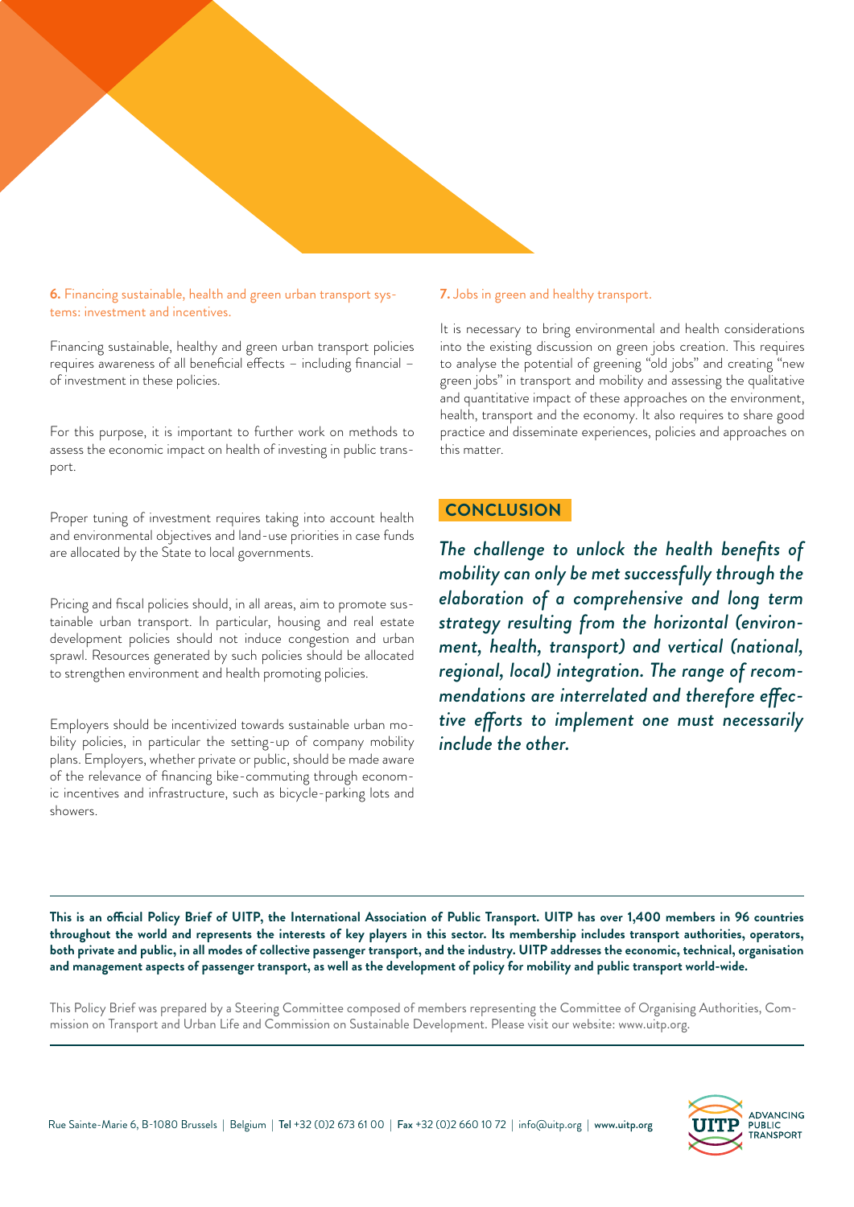**6.** Financing sustainable, health and green urban transport systems: investment and incentives.

Financing sustainable, healthy and green urban transport policies requires awareness of all beneficial effects – including financial – of investment in these policies.

For this purpose, it is important to further work on methods to assess the economic impact on health of investing in public transport.

Proper tuning of investment requires taking into account health and environmental objectives and land-use priorities in case funds are allocated by the State to local governments.

Pricing and fiscal policies should, in all areas, aim to promote sustainable urban transport. In particular, housing and real estate development policies should not induce congestion and urban sprawl. Resources generated by such policies should be allocated to strengthen environment and health promoting policies.

Employers should be incentivized towards sustainable urban mobility policies, in particular the setting-up of company mobility plans. Employers, whether private or public, should be made aware of the relevance of financing bike-commuting through economic incentives and infrastructure, such as bicycle-parking lots and showers.

**7.** Jobs in green and healthy transport.

It is necessary to bring environmental and health considerations into the existing discussion on green jobs creation. This requires to analyse the potential of greening "old jobs" and creating "new green jobs" in transport and mobility and assessing the qualitative and quantitative impact of these approaches on the environment, health, transport and the economy. It also requires to share good practice and disseminate experiences, policies and approaches on this matter.

## CONCLUSION

***The challenge to unlock the health benefits of mobility can only be met successfully through the elaboration of a comprehensive and long term strategy resulting from the horizontal (environment, health, transport) and vertical (national, regional, local) integration. The range of recommendations are interrelated and therefore effective efforts to implement one must necessarily include the other.***

---

**This is an official Policy Brief of UITP, the International Association of Public Transport. UITP has over 1,400 members in 96 countries throughout the world and represents the interests of key players in this sector. Its membership includes transport authorities, operators, both private and public, in all modes of collective passenger transport, and the industry. UITP addresses the economic, technical, organisation and management aspects of passenger transport, as well as the development of policy for mobility and public transport world-wide.**

This Policy Brief was prepared by a Steering Committee composed of members representing the Committee of Organising Authorities, Commission on Transport and Urban Life and Commission on Sustainable Development. Please visit our website: www.uitp.org.

---

Rue Sainte-Marie 6, B-1080 Brussels | Belgium | **Tel** +32 (0)2 673 61 00 | **Fax** +32 (0)2 660 10 72 | info@uitp.org | **www.uitp.org**

UITP ADVANCING PUBLIC TRANSPORT